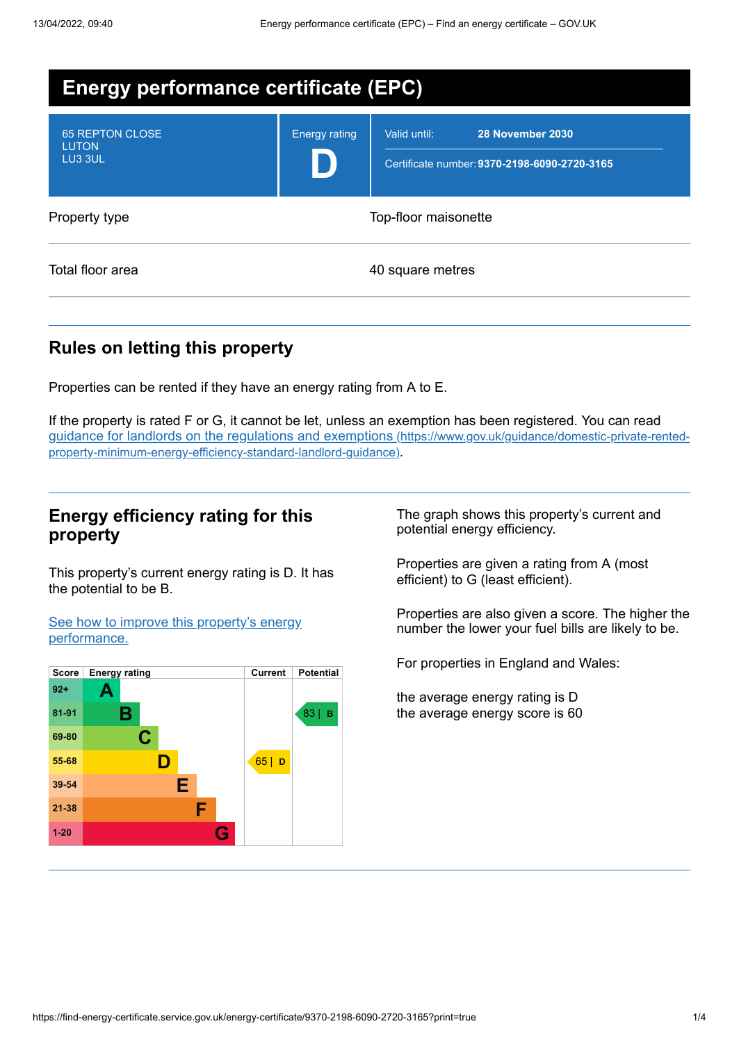# Energy performance certificate (EPC)

65 REPTON CLOSE
LUTON
LU3 3UL

Energy rating

**D**

Valid until: **28 November 2030**

Certificate number: **9370-2198-6090-2720-3165**

| | |
|---|---|
| Property type | Top-floor maisonette |
| Total floor area | 40 square metres |

## Rules on letting this property

Properties can be rented if they have an energy rating from A to E.

If the property is rated F or G, it cannot be let, unless an exemption has been registered. You can read [guidance for landlords on the regulations and exemptions (https://www.gov.uk/guidance/domestic-private-rented-property-minimum-energy-efficiency-standard-landlord-guidance)](https://www.gov.uk/guidance/domestic-private-rented-property-minimum-energy-efficiency-standard-landlord-guidance).

## Energy efficiency rating for this property

This property's current energy rating is D. It has the potential to be B.

[See how to improve this property's energy performance.]()

| Score | Energy rating | Current | Potential |
|---|---|---|---|
| 92+ | A | | |
| 81-91 | B | | 83 \| B |
| 69-80 | C | | |
| 55-68 | D | 65 \| D | |
| 39-54 | E | | |
| 21-38 | F | | |
| 1-20 | G | | |

The graph shows this property's current and potential energy efficiency.

Properties are given a rating from A (most efficient) to G (least efficient).

Properties are also given a score. The higher the number the lower your fuel bills are likely to be.

For properties in England and Wales:

the average energy rating is D
the average energy score is 60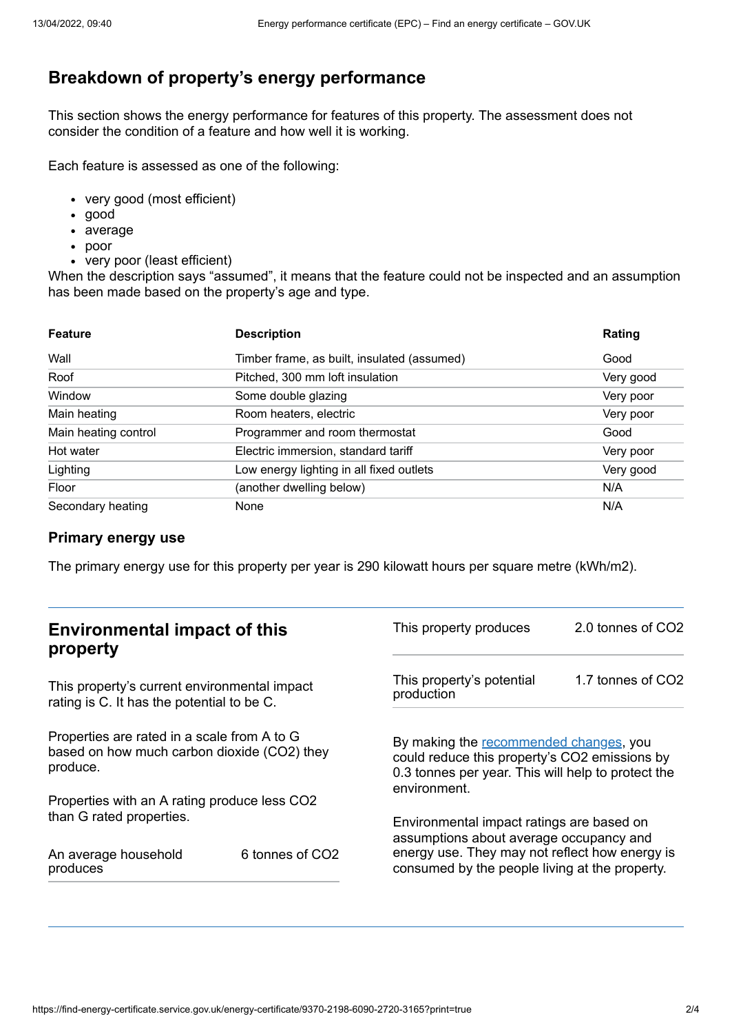## Breakdown of property's energy performance

This section shows the energy performance for features of this property. The assessment does not consider the condition of a feature and how well it is working.

Each feature is assessed as one of the following:

- very good (most efficient)
- good
- average
- poor
- very poor (least efficient)

When the description says "assumed", it means that the feature could not be inspected and an assumption has been made based on the property's age and type.

| Feature | Description | Rating |
|---|---|---|
| Wall | Timber frame, as built, insulated (assumed) | Good |
| Roof | Pitched, 300 mm loft insulation | Very good |
| Window | Some double glazing | Very poor |
| Main heating | Room heaters, electric | Very poor |
| Main heating control | Programmer and room thermostat | Good |
| Hot water | Electric immersion, standard tariff | Very poor |
| Lighting | Low energy lighting in all fixed outlets | Very good |
| Floor | (another dwelling below) | N/A |
| Secondary heating | None | N/A |

### Primary energy use

The primary energy use for this property per year is 290 kilowatt hours per square metre (kWh/m2).

## Environmental impact of this property

This property's current environmental impact rating is C. It has the potential to be C.

Properties are rated in a scale from A to G based on how much carbon dioxide ($CO_2$) they produce.

Properties with an A rating produce less $CO_2$ than G rated properties.

| | |
|---|---|
| An average household produces | 6 tonnes of $CO_2$ |
| This property produces | 2.0 tonnes of $CO_2$ |
| This property's potential production | 1.7 tonnes of $CO_2$ |

By making the recommended changes, you could reduce this property's $CO_2$ emissions by 0.3 tonnes per year. This will help to protect the environment.

Environmental impact ratings are based on assumptions about average occupancy and energy use. They may not reflect how energy is consumed by the people living at the property.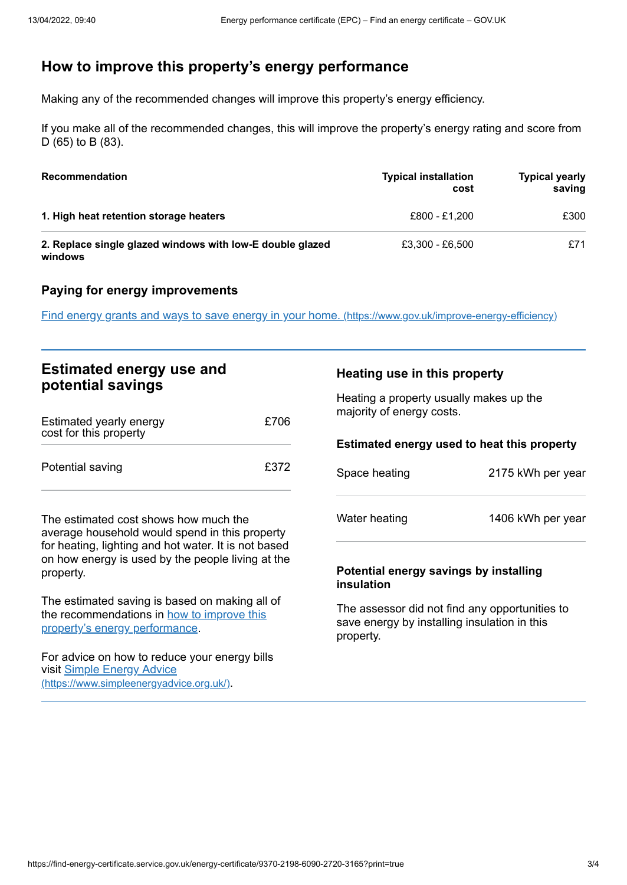## How to improve this property's energy performance

Making any of the recommended changes will improve this property's energy efficiency.

If you make all of the recommended changes, this will improve the property's energy rating and score from D (65) to B (83).

| Recommendation | Typical installation cost | Typical yearly saving |
| --- | --- | --- |
| **1. High heat retention storage heaters** | £800 - £1,200 | £300 |
| **2. Replace single glazed windows with low-E double glazed windows** | £3,300 - £6,500 | £71 |

### Paying for energy improvements

[Find energy grants and ways to save energy in your home.](https://www.gov.uk/improve-energy-efficiency) (https://www.gov.uk/improve-energy-efficiency)

## Estimated energy use and potential savings

| | |
| --- | --- |
| Estimated yearly energy cost for this property | £706 |
| Potential saving | £372 |

The estimated cost shows how much the average household would spend in this property for heating, lighting and hot water. It is not based on how energy is used by the people living at the property.

The estimated saving is based on making all of the recommendations in how to improve this property's energy performance.

For advice on how to reduce your energy bills visit [Simple Energy Advice](https://www.simpleenergyadvice.org.uk/) (https://www.simpleenergyadvice.org.uk/).

### Heating use in this property

Heating a property usually makes up the majority of energy costs.

#### Estimated energy used to heat this property

| | |
| --- | --- |
| Space heating | 2175 kWh per year |
| Water heating | 1406 kWh per year |

#### Potential energy savings by installing insulation

The assessor did not find any opportunities to save energy by installing insulation in this property.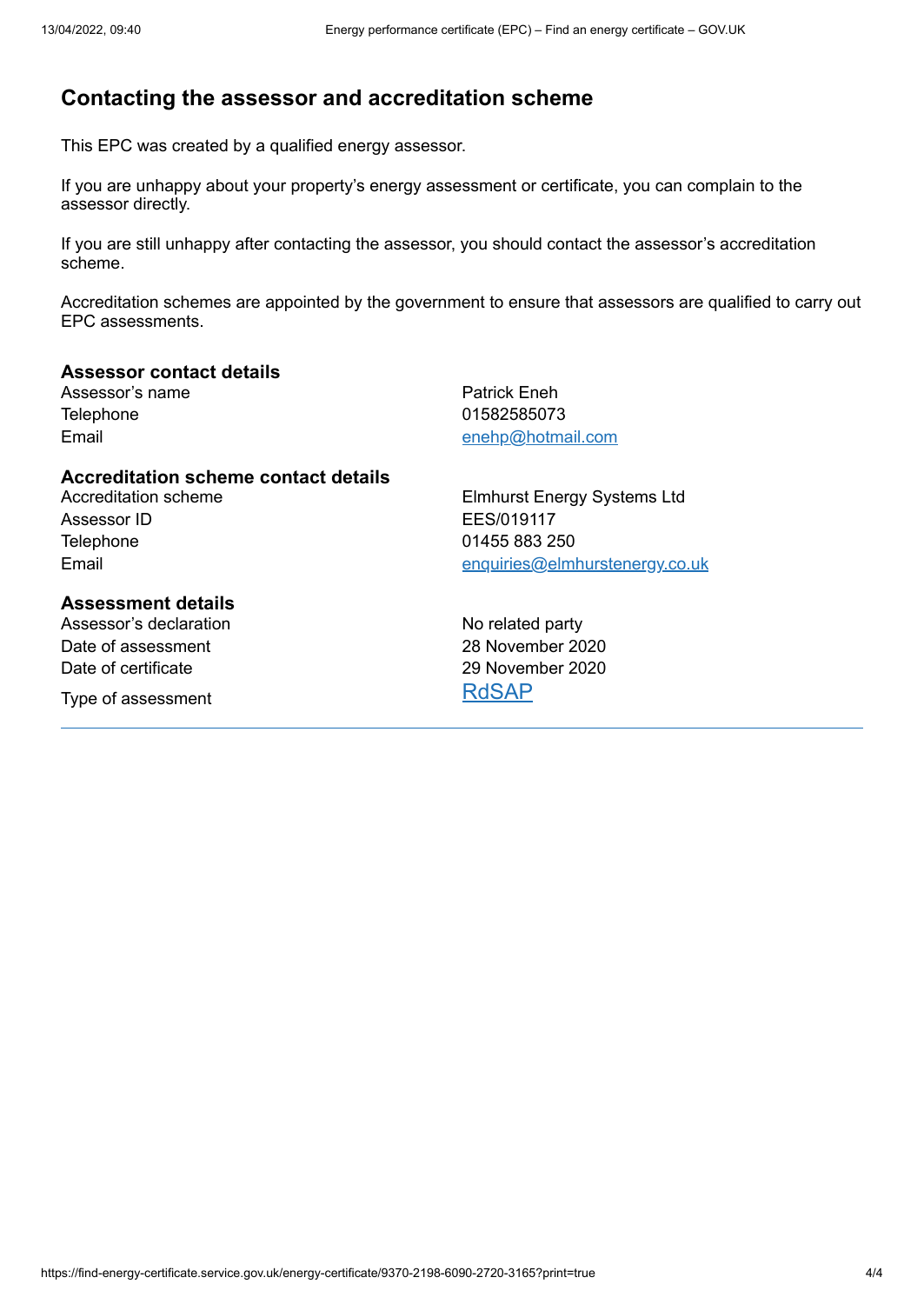## Contacting the assessor and accreditation scheme

This EPC was created by a qualified energy assessor.

If you are unhappy about your property's energy assessment or certificate, you can complain to the assessor directly.

If you are still unhappy after contacting the assessor, you should contact the assessor's accreditation scheme.

Accreditation schemes are appointed by the government to ensure that assessors are qualified to carry out EPC assessments.

### Assessor contact details

| | |
|---|---|
| Assessor's name | Patrick Eneh |
| Telephone | 01582585073 |
| Email | enehp@hotmail.com |

### Accreditation scheme contact details

| | |
|---|---|
| Accreditation scheme | Elmhurst Energy Systems Ltd |
| Assessor ID | EES/019117 |
| Telephone | 01455 883 250 |
| Email | enquiries@elmhurstenergy.co.uk |

### Assessment details

| | |
|---|---|
| Assessor's declaration | No related party |
| Date of assessment | 28 November 2020 |
| Date of certificate | 29 November 2020 |
| Type of assessment | RdSAP |